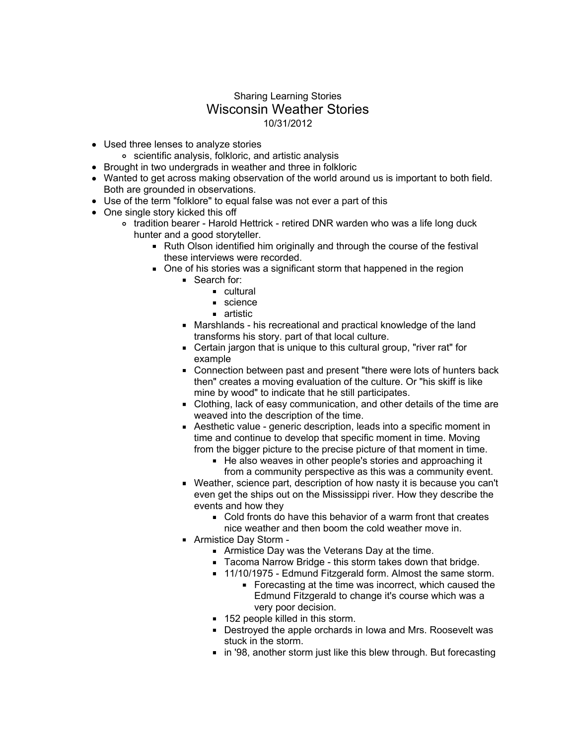Sharing Learning Stories

# Wisconsin Weather Stories

10/31/2012

- Used three lenses to analyze stories
  - scientific analysis, folkloric, and artistic analysis
- Brought in two undergrads in weather and three in folkloric
- Wanted to get across making observation of the world around us is important to both field. Both are grounded in observations.
- Use of the term "folklore" to equal false was not ever a part of this
- One single story kicked this off
  - tradition bearer - Harold Hettrick - retired DNR warden who was a life long duck hunter and a good storyteller.
    - Ruth Olson identified him originally and through the course of the festival these interviews were recorded.
    - One of his stories was a significant storm that happened in the region
      - Search for:
        - cultural
        - science
        - artistic
      - Marshlands - his recreational and practical knowledge of the land transforms his story. part of that local culture.
      - Certain jargon that is unique to this cultural group, "river rat" for example
      - Connection between past and present "there were lots of hunters back then" creates a moving evaluation of the culture. Or "his skiff is like mine by wood" to indicate that he still participates.
      - Clothing, lack of easy communication, and other details of the time are weaved into the description of the time.
      - Aesthetic value - generic description, leads into a specific moment in time and continue to develop that specific moment in time. Moving from the bigger picture to the precise picture of that moment in time.
        - He also weaves in other people's stories and approaching it from a community perspective as this was a community event.
      - Weather, science part, description of how nasty it is because you can't even get the ships out on the Mississippi river. How they describe the events and how they
        - Cold fronts do have this behavior of a warm front that creates nice weather and then boom the cold weather move in.
      - Armistice Day Storm -
        - Armistice Day was the Veterans Day at the time.
        - Tacoma Narrow Bridge - this storm takes down that bridge.
        - 11/10/1975 - Edmund Fitzgerald form. Almost the same storm.
          - Forecasting at the time was incorrect, which caused the Edmund Fitzgerald to change it's course which was a very poor decision.
        - 152 people killed in this storm.
        - Destroyed the apple orchards in Iowa and Mrs. Roosevelt was stuck in the storm.
        - in '98, another storm just like this blew through. But forecasting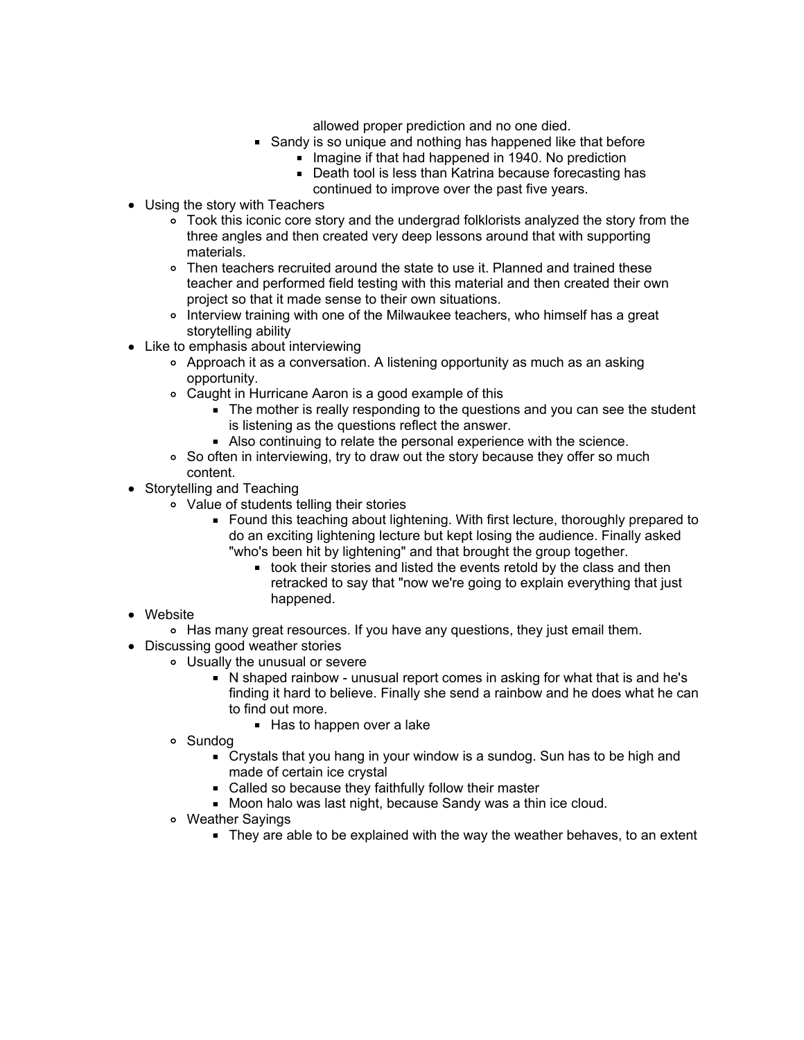- allowed proper prediction and no one died.
    - Sandy is so unique and nothing has happened like that before
        - Imagine if that had happened in 1940. No prediction
        - Death tool is less than Katrina because forecasting has continued to improve over the past five years.
- Using the story with Teachers
    - Took this iconic core story and the undergrad folklorists analyzed the story from the three angles and then created very deep lessons around that with supporting materials.
    - Then teachers recruited around the state to use it. Planned and trained these teacher and performed field testing with this material and then created their own project so that it made sense to their own situations.
    - Interview training with one of the Milwaukee teachers, who himself has a great storytelling ability
- Like to emphasis about interviewing
    - Approach it as a conversation. A listening opportunity as much as an asking opportunity.
    - Caught in Hurricane Aaron is a good example of this
        - The mother is really responding to the questions and you can see the student is listening as the questions reflect the answer.
        - Also continuing to relate the personal experience with the science.
    - So often in interviewing, try to draw out the story because they offer so much content.
- Storytelling and Teaching
    - Value of students telling their stories
        - Found this teaching about lightening. With first lecture, thoroughly prepared to do an exciting lightening lecture but kept losing the audience. Finally asked "who's been hit by lightening" and that brought the group together.
            - took their stories and listed the events retold by the class and then retracked to say that "now we're going to explain everything that just happened.
- Website
    - Has many great resources. If you have any questions, they just email them.
- Discussing good weather stories
    - Usually the unusual or severe
        - N shaped rainbow - unusual report comes in asking for what that is and he's finding it hard to believe. Finally she send a rainbow and he does what he can to find out more.
            - Has to happen over a lake
    - Sundog
        - Crystals that you hang in your window is a sundog. Sun has to be high and made of certain ice crystal
        - Called so because they faithfully follow their master
        - Moon halo was last night, because Sandy was a thin ice cloud.
    - Weather Sayings
        - They are able to be explained with the way the weather behaves, to an extent